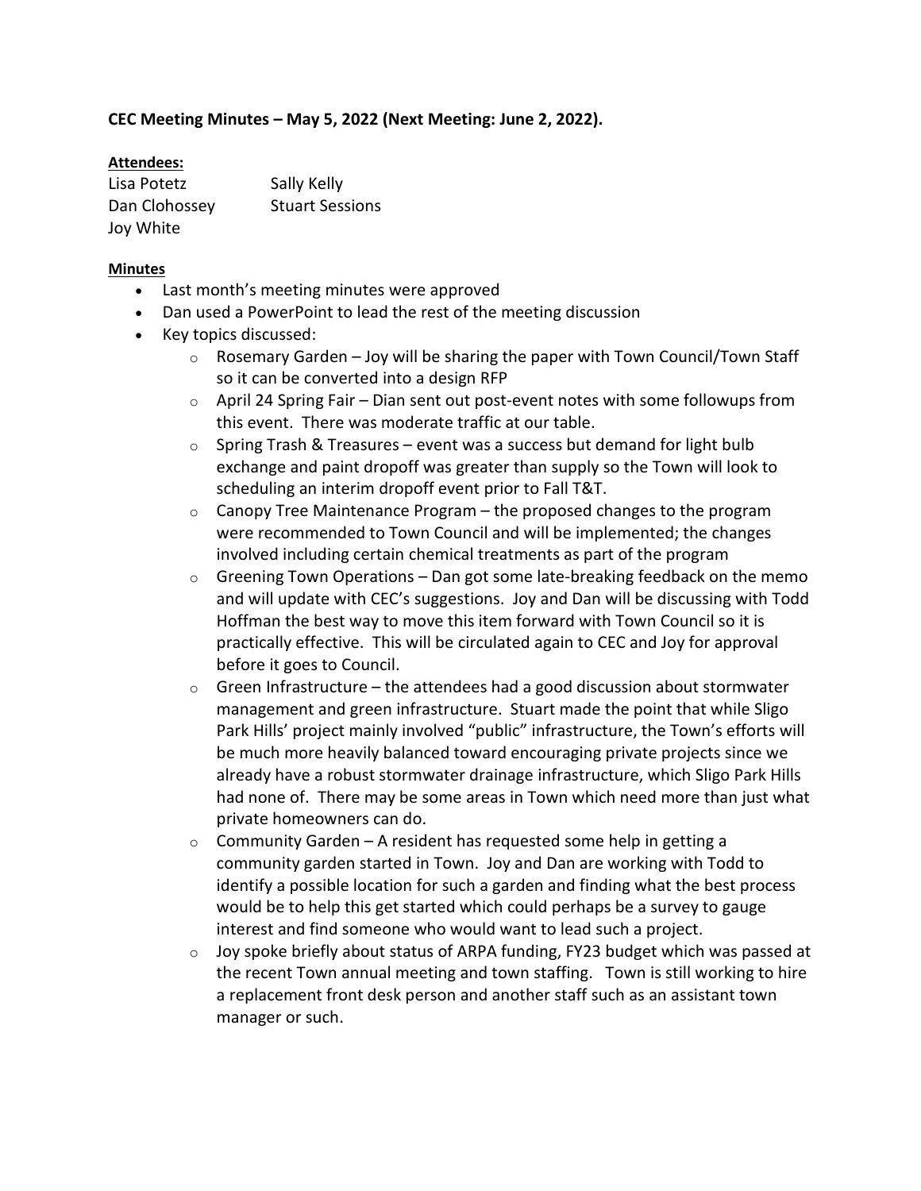**CEC Meeting Minutes – May 5, 2022 (Next Meeting: June 2, 2022).**

**Attendees:**

Lisa Potetz
Dan Clohossey
Joy White
Sally Kelly
Stuart Sessions

**Minutes**

- Last month's meeting minutes were approved
- Dan used a PowerPoint to lead the rest of the meeting discussion
- Key topics discussed:
  - Rosemary Garden – Joy will be sharing the paper with Town Council/Town Staff so it can be converted into a design RFP
  - April 24 Spring Fair – Dian sent out post-event notes with some followups from this event. There was moderate traffic at our table.
  - Spring Trash & Treasures – event was a success but demand for light bulb exchange and paint dropoff was greater than supply so the Town will look to scheduling an interim dropoff event prior to Fall T&T.
  - Canopy Tree Maintenance Program – the proposed changes to the program were recommended to Town Council and will be implemented; the changes involved including certain chemical treatments as part of the program
  - Greening Town Operations – Dan got some late-breaking feedback on the memo and will update with CEC's suggestions. Joy and Dan will be discussing with Todd Hoffman the best way to move this item forward with Town Council so it is practically effective. This will be circulated again to CEC and Joy for approval before it goes to Council.
  - Green Infrastructure – the attendees had a good discussion about stormwater management and green infrastructure. Stuart made the point that while Sligo Park Hills' project mainly involved "public" infrastructure, the Town's efforts will be much more heavily balanced toward encouraging private projects since we already have a robust stormwater drainage infrastructure, which Sligo Park Hills had none of. There may be some areas in Town which need more than just what private homeowners can do.
  - Community Garden – A resident has requested some help in getting a community garden started in Town. Joy and Dan are working with Todd to identify a possible location for such a garden and finding what the best process would be to help this get started which could perhaps be a survey to gauge interest and find someone who would want to lead such a project.
  - Joy spoke briefly about status of ARPA funding, FY23 budget which was passed at the recent Town annual meeting and town staffing. Town is still working to hire a replacement front desk person and another staff such as an assistant town manager or such.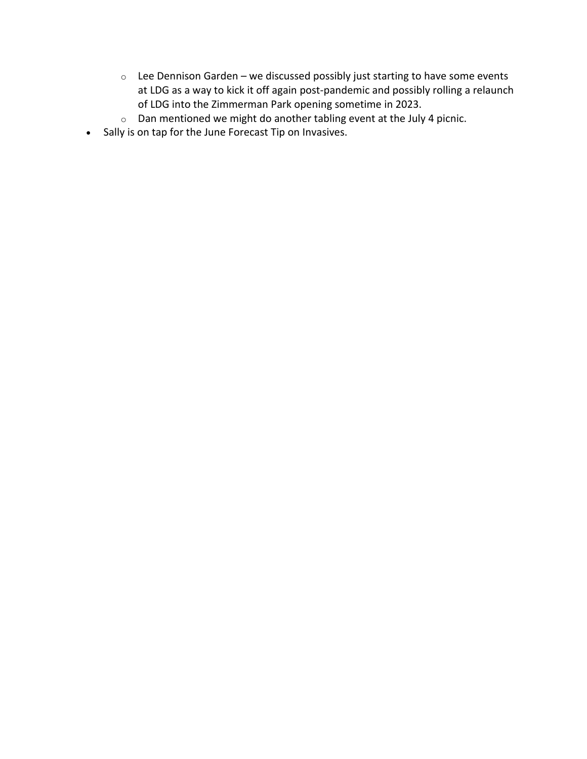- Lee Dennison Garden – we discussed possibly just starting to have some events at LDG as a way to kick it off again post-pandemic and possibly rolling a relaunch of LDG into the Zimmerman Park opening sometime in 2023.
  - Dan mentioned we might do another tabling event at the July 4 picnic.
- Sally is on tap for the June Forecast Tip on Invasives.